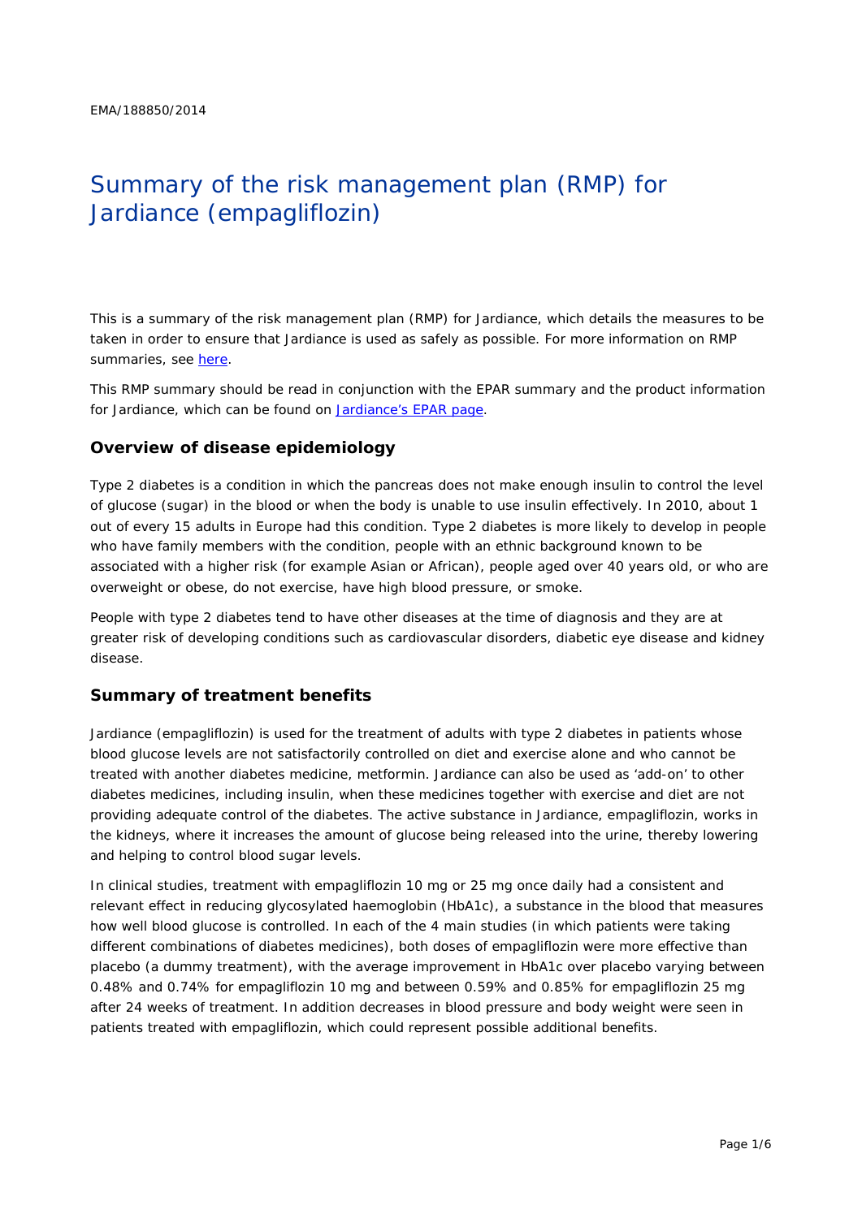EMA/188850/2014

# Summary of the risk management plan (RMP) for Jardiance (empagliflozin)

This is a summary of the risk management plan (RMP) for Jardiance, which details the measures to be taken in order to ensure that Jardiance is used as safely as possible. For more information on RMP summaries, see here.

This RMP summary should be read in conjunction with the EPAR summary and the product information for Jardiance, which can be found on Jardiance's EPAR page.

## Overview of disease epidemiology

Type 2 diabetes is a condition in which the pancreas does not make enough insulin to control the level of glucose (sugar) in the blood or when the body is unable to use insulin effectively. In 2010, about 1 out of every 15 adults in Europe had this condition. Type 2 diabetes is more likely to develop in people who have family members with the condition, people with an ethnic background known to be associated with a higher risk (for example Asian or African), people aged over 40 years old, or who are overweight or obese, do not exercise, have high blood pressure, or smoke.

People with type 2 diabetes tend to have other diseases at the time of diagnosis and they are at greater risk of developing conditions such as cardiovascular disorders, diabetic eye disease and kidney disease.

## Summary of treatment benefits

Jardiance (empagliflozin) is used for the treatment of adults with type 2 diabetes in patients whose blood glucose levels are not satisfactorily controlled on diet and exercise alone and who cannot be treated with another diabetes medicine, metformin. Jardiance can also be used as 'add-on' to other diabetes medicines, including insulin, when these medicines together with exercise and diet are not providing adequate control of the diabetes. The active substance in Jardiance, empagliflozin, works in the kidneys, where it increases the amount of glucose being released into the urine, thereby lowering and helping to control blood sugar levels.

In clinical studies, treatment with empagliflozin 10 mg or 25 mg once daily had a consistent and relevant effect in reducing glycosylated haemoglobin (HbA1c), a substance in the blood that measures how well blood glucose is controlled. In each of the 4 main studies (in which patients were taking different combinations of diabetes medicines), both doses of empagliflozin were more effective than placebo (a dummy treatment), with the average improvement in HbA1c over placebo varying between 0.48% and 0.74% for empagliflozin 10 mg and between 0.59% and 0.85% for empagliflozin 25 mg after 24 weeks of treatment. In addition decreases in blood pressure and body weight were seen in patients treated with empagliflozin, which could represent possible additional benefits.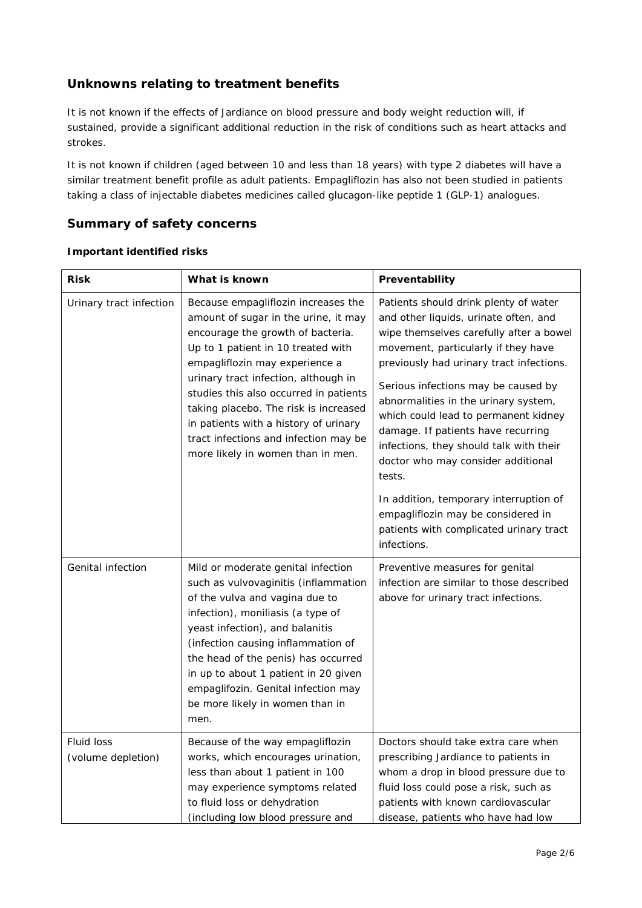## Unknowns relating to treatment benefits

It is not known if the effects of Jardiance on blood pressure and body weight reduction will, if sustained, provide a significant additional reduction in the risk of conditions such as heart attacks and strokes.

It is not known if children (aged between 10 and less than 18 years) with type 2 diabetes will have a similar treatment benefit profile as adult patients. Empagliflozin has also not been studied in patients taking a class of injectable diabetes medicines called glucagon-like peptide 1 (GLP-1) analogues.

## Summary of safety concerns

### Important identified risks

| Risk | What is known | Preventability |
|---|---|---|
| Urinary tract infection | Because empagliflozin increases the amount of sugar in the urine, it may encourage the growth of bacteria. Up to 1 patient in 10 treated with empagliflozin may experience a urinary tract infection, although in studies this also occurred in patients taking placebo. The risk is increased in patients with a history of urinary tract infections and infection may be more likely in women than in men. | Patients should drink plenty of water and other liquids, urinate often, and wipe themselves carefully after a bowel movement, particularly if they have previously had urinary tract infections.<br><br>Serious infections may be caused by abnormalities in the urinary system, which could lead to permanent kidney damage. If patients have recurring infections, they should talk with their doctor who may consider additional tests.<br><br>In addition, temporary interruption of empagliflozin may be considered in patients with complicated urinary tract infections. |
| Genital infection | Mild or moderate genital infection such as vulvovaginitis (inflammation of the vulva and vagina due to infection), moniliasis (a type of yeast infection), and balanitis (infection causing inflammation of the head of the penis) has occurred in up to about 1 patient in 20 given empaglifozin. Genital infection may be more likely in women than in men. | Preventive measures for genital infection are similar to those described above for urinary tract infections. |
| Fluid loss (volume depletion) | Because of the way empagliflozin works, which encourages urination, less than about 1 patient in 100 may experience symptoms related to fluid loss or dehydration (including low blood pressure and | Doctors should take extra care when prescribing Jardiance to patients in whom a drop in blood pressure due to fluid loss could pose a risk, such as patients with known cardiovascular disease, patients who have had low |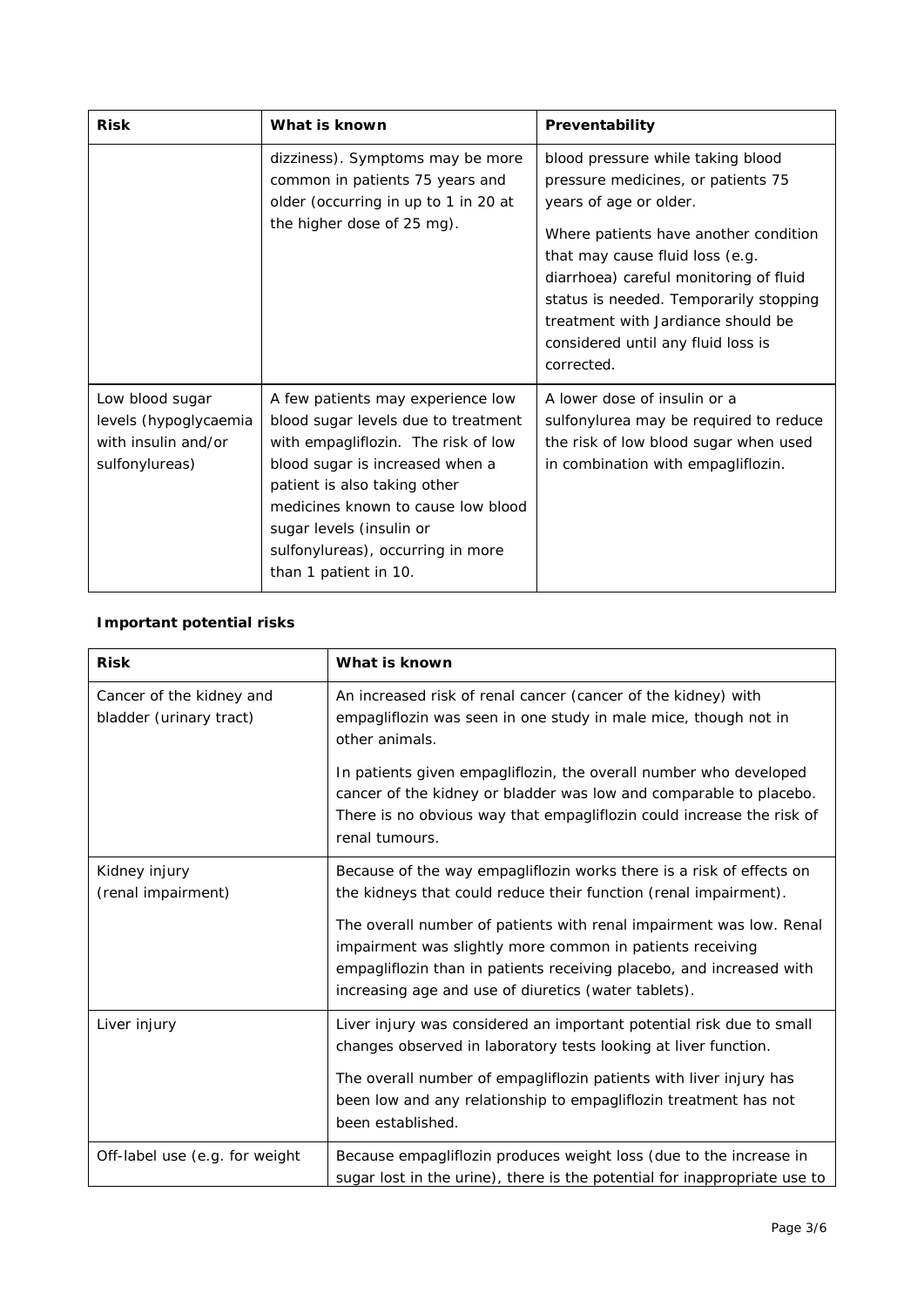| Risk | What is known | Preventability |
|---|---|---|
| | dizziness). Symptoms may be more common in patients 75 years and older (occurring in up to 1 in 20 at the higher dose of 25 mg). | blood pressure while taking blood pressure medicines, or patients 75 years of age or older. Where patients have another condition that may cause fluid loss (e.g. diarrhoea) careful monitoring of fluid status is needed. Temporarily stopping treatment with Jardiance should be considered until any fluid loss is corrected. |
| Low blood sugar levels (hypoglycaemia with insulin and/or sulfonylureas) | A few patients may experience low blood sugar levels due to treatment with empagliflozin. The risk of low blood sugar is increased when a patient is also taking other medicines known to cause low blood sugar levels (insulin or sulfonylureas), occurring in more than 1 patient in 10. | A lower dose of insulin or a sulfonylurea may be required to reduce the risk of low blood sugar when used in combination with empagliflozin. |

**Important potential risks**

| Risk | What is known |
|---|---|
| Cancer of the kidney and bladder (urinary tract) | An increased risk of renal cancer (cancer of the kidney) with empagliflozin was seen in one study in male mice, though not in other animals. In patients given empagliflozin, the overall number who developed cancer of the kidney or bladder was low and comparable to placebo. There is no obvious way that empagliflozin could increase the risk of renal tumours. |
| Kidney injury (renal impairment) | Because of the way empagliflozin works there is a risk of effects on the kidneys that could reduce their function (renal impairment). The overall number of patients with renal impairment was low. Renal impairment was slightly more common in patients receiving empagliflozin than in patients receiving placebo, and increased with increasing age and use of diuretics (water tablets). |
| Liver injury | Liver injury was considered an important potential risk due to small changes observed in laboratory tests looking at liver function. The overall number of empagliflozin patients with liver injury has been low and any relationship to empagliflozin treatment has not been established. |
| Off-label use (e.g. for weight | Because empagliflozin produces weight loss (due to the increase in sugar lost in the urine), there is the potential for inappropriate use to |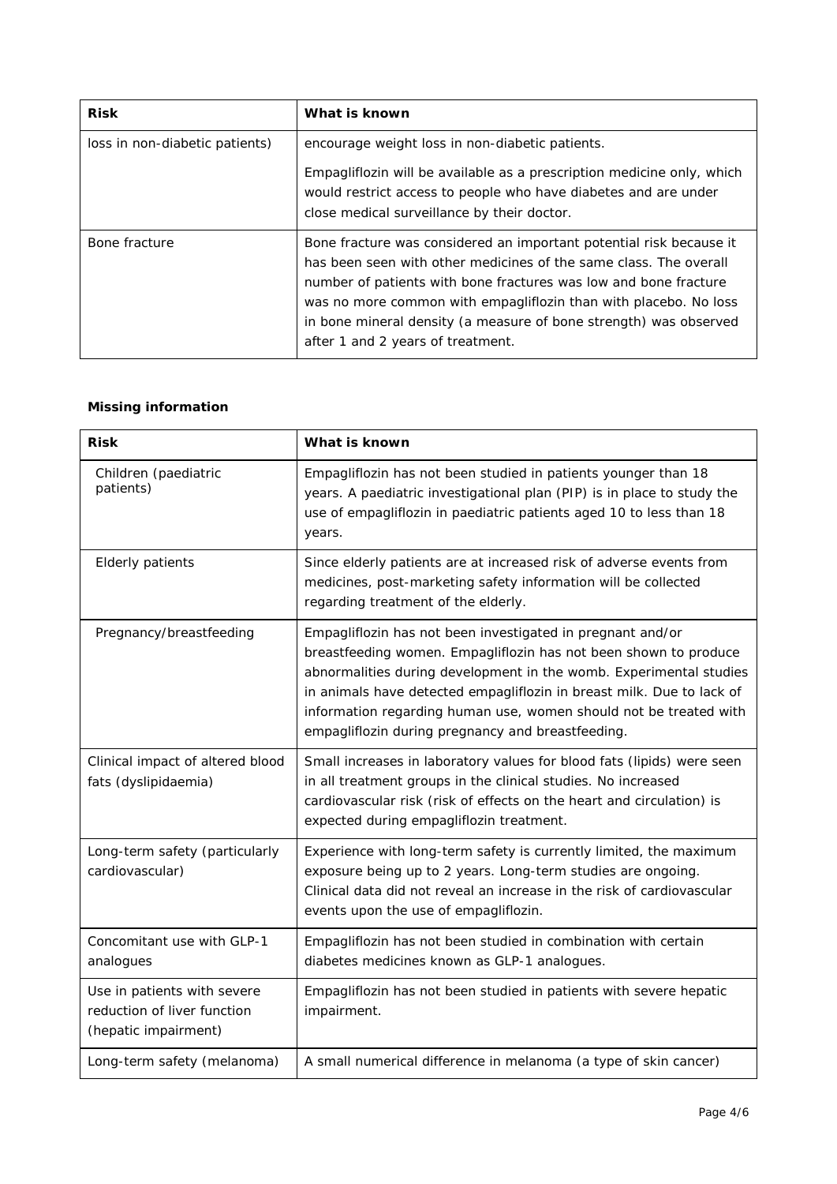| Risk | What is known |
| --- | --- |
| loss in non-diabetic patients) | encourage weight loss in non-diabetic patients. Empagliflozin will be available as a prescription medicine only, which would restrict access to people who have diabetes and are under close medical surveillance by their doctor. |
| Bone fracture | Bone fracture was considered an important potential risk because it has been seen with other medicines of the same class. The overall number of patients with bone fractures was low and bone fracture was no more common with empagliflozin than with placebo. No loss in bone mineral density (a measure of bone strength) was observed after 1 and 2 years of treatment. |

**Missing information**

| Risk | What is known |
| --- | --- |
| Children (paediatric patients) | Empagliflozin has not been studied in patients younger than 18 years. A paediatric investigational plan (PIP) is in place to study the use of empagliflozin in paediatric patients aged 10 to less than 18 years. |
| Elderly patients | Since elderly patients are at increased risk of adverse events from medicines, post-marketing safety information will be collected regarding treatment of the elderly. |
| Pregnancy/breastfeeding | Empagliflozin has not been investigated in pregnant and/or breastfeeding women. Empagliflozin has not been shown to produce abnormalities during development in the womb. Experimental studies in animals have detected empagliflozin in breast milk. Due to lack of information regarding human use, women should not be treated with empagliflozin during pregnancy and breastfeeding. |
| Clinical impact of altered blood fats (dyslipidaemia) | Small increases in laboratory values for blood fats (lipids) were seen in all treatment groups in the clinical studies. No increased cardiovascular risk (risk of effects on the heart and circulation) is expected during empagliflozin treatment. |
| Long-term safety (particularly cardiovascular) | Experience with long-term safety is currently limited, the maximum exposure being up to 2 years. Long-term studies are ongoing. Clinical data did not reveal an increase in the risk of cardiovascular events upon the use of empagliflozin. |
| Concomitant use with GLP-1 analogues | Empagliflozin has not been studied in combination with certain diabetes medicines known as GLP-1 analogues. |
| Use in patients with severe reduction of liver function (hepatic impairment) | Empagliflozin has not been studied in patients with severe hepatic impairment. |
| Long-term safety (melanoma) | A small numerical difference in melanoma (a type of skin cancer) |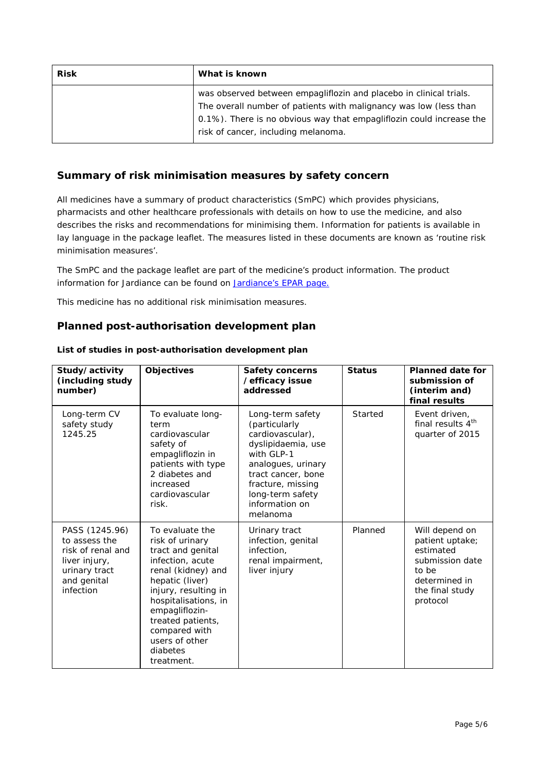| Risk | What is known |
|---|---|
| | was observed between empagliflozin and placebo in clinical trials. The overall number of patients with malignancy was low (less than 0.1%). There is no obvious way that empagliflozin could increase the risk of cancer, including melanoma. |

## Summary of risk minimisation measures by safety concern

All medicines have a summary of product characteristics (SmPC) which provides physicians, pharmacists and other healthcare professionals with details on how to use the medicine, and also describes the risks and recommendations for minimising them. Information for patients is available in lay language in the package leaflet. The measures listed in these documents are known as 'routine risk minimisation measures'.

The SmPC and the package leaflet are part of the medicine's product information. The product information for Jardiance can be found on Jardiance's EPAR page.

This medicine has no additional risk minimisation measures.

## Planned post-authorisation development plan

**List of studies in post-authorisation development plan**

| Study/activity (including study number) | Objectives | Safety concerns /efficacy issue addressed | Status | Planned date for submission of (interim and) final results |
|---|---|---|---|---|
| Long-term CV safety study 1245.25 | To evaluate long-term cardiovascular safety of empagliflozin in patients with type 2 diabetes and increased cardiovascular risk. | Long-term safety (particularly cardiovascular), dyslipidaemia, use with GLP-1 analogues, urinary tract cancer, bone fracture, missing long-term safety information on melanoma | Started | Event driven, final results 4th quarter of 2015 |
| PASS (1245.96) to assess the risk of renal and liver injury, urinary tract and genital infection | To evaluate the risk of urinary tract and genital infection, acute renal (kidney) and hepatic (liver) injury, resulting in hospitalisations, in empagliflozin-treated patients, compared with users of other diabetes treatment. | Urinary tract infection, genital infection, renal impairment, liver injury | Planned | Will depend on patient uptake; estimated submission date to be determined in the final study protocol |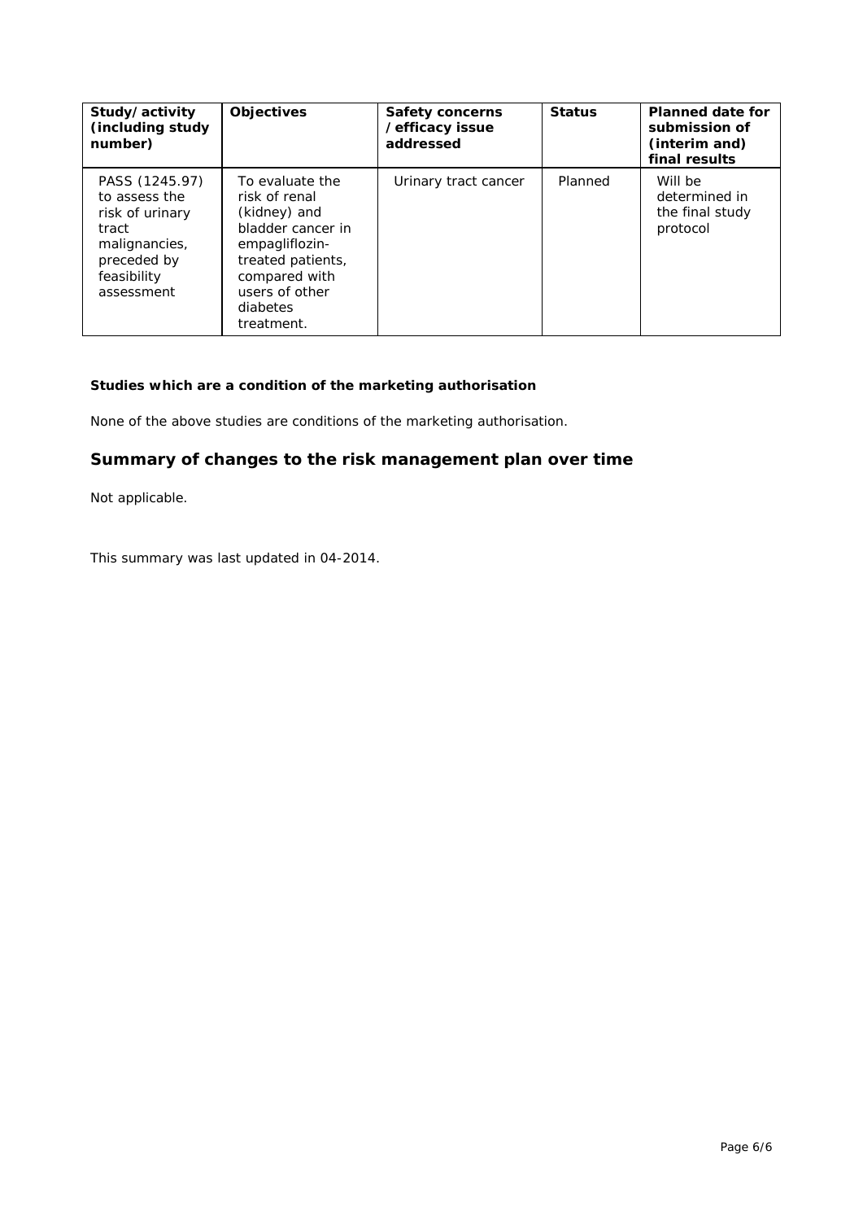| Study/activity (including study number) | Objectives | Safety concerns /efficacy issue addressed | Status | Planned date for submission of (interim and) final results |
|---|---|---|---|---|
| PASS (1245.97) to assess the risk of urinary tract malignancies, preceded by feasibility assessment | To evaluate the risk of renal (kidney) and bladder cancer in empagliflozin-treated patients, compared with users of other diabetes treatment. | Urinary tract cancer | Planned | Will be determined in the final study protocol |

**Studies which are a condition of the marketing authorisation**

None of the above studies are conditions of the marketing authorisation.

## Summary of changes to the risk management plan over time

Not applicable.

This summary was last updated in 04-2014.